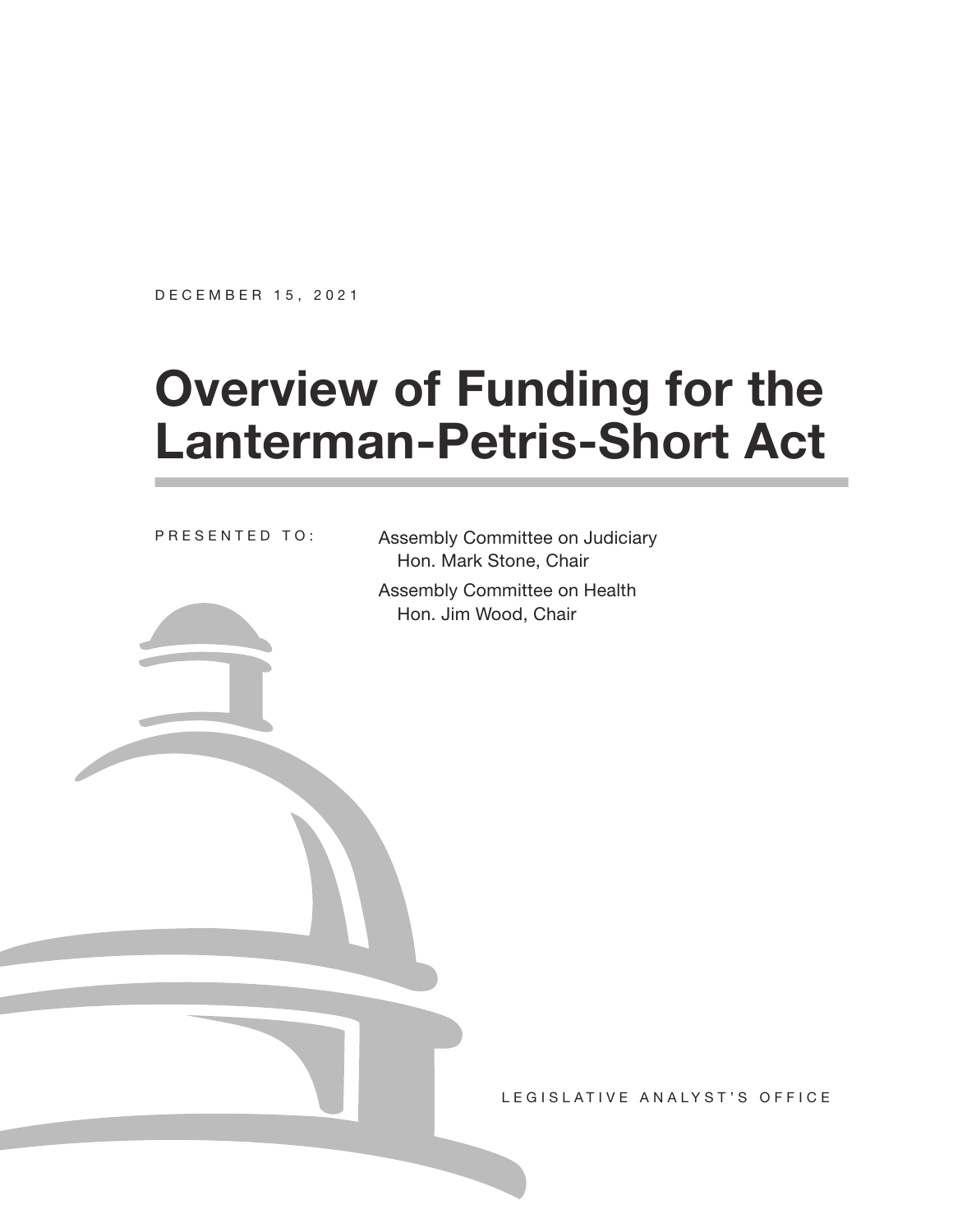DECEMBER 15, 2021

# Overview of Funding for the Lanterman-Petris-Short Act

PRESENTED TO:

Assembly Committee on Judiciary
Hon. Mark Stone, Chair

Assembly Committee on Health
Hon. Jim Wood, Chair

LEGISLATIVE ANALYST'S OFFICE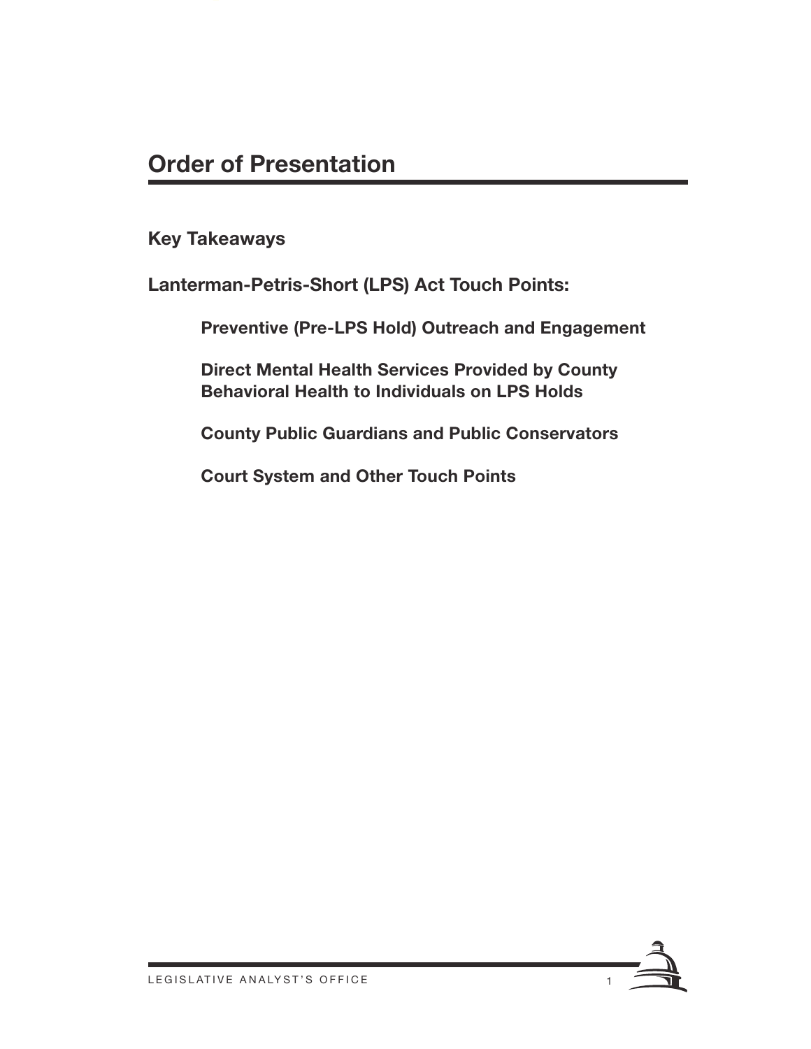# Order of Presentation

**Key Takeaways**

**Lanterman-Petris-Short (LPS) Act Touch Points:**

- **Preventive (Pre-LPS Hold) Outreach and Engagement**
- **Direct Mental Health Services Provided by County Behavioral Health to Individuals on LPS Holds**
- **County Public Guardians and Public Conservators**
- **Court System and Other Touch Points**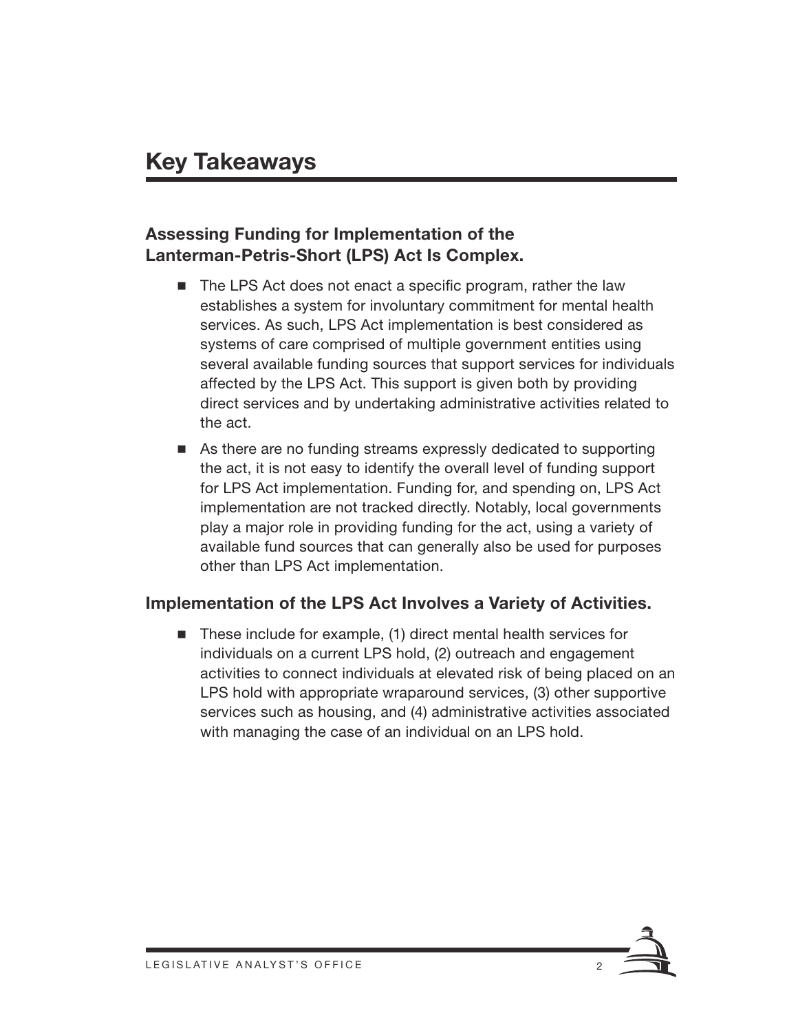# Key Takeaways

### Assessing Funding for Implementation of the Lanterman-Petris-Short (LPS) Act Is Complex.

- The LPS Act does not enact a specific program, rather the law establishes a system for involuntary commitment for mental health services. As such, LPS Act implementation is best considered as systems of care comprised of multiple government entities using several available funding sources that support services for individuals affected by the LPS Act. This support is given both by providing direct services and by undertaking administrative activities related to the act.
- As there are no funding streams expressly dedicated to supporting the act, it is not easy to identify the overall level of funding support for LPS Act implementation. Funding for, and spending on, LPS Act implementation are not tracked directly. Notably, local governments play a major role in providing funding for the act, using a variety of available fund sources that can generally also be used for purposes other than LPS Act implementation.

### Implementation of the LPS Act Involves a Variety of Activities.

- These include for example, (1) direct mental health services for individuals on a current LPS hold, (2) outreach and engagement activities to connect individuals at elevated risk of being placed on an LPS hold with appropriate wraparound services, (3) other supportive services such as housing, and (4) administrative activities associated with managing the case of an individual on an LPS hold.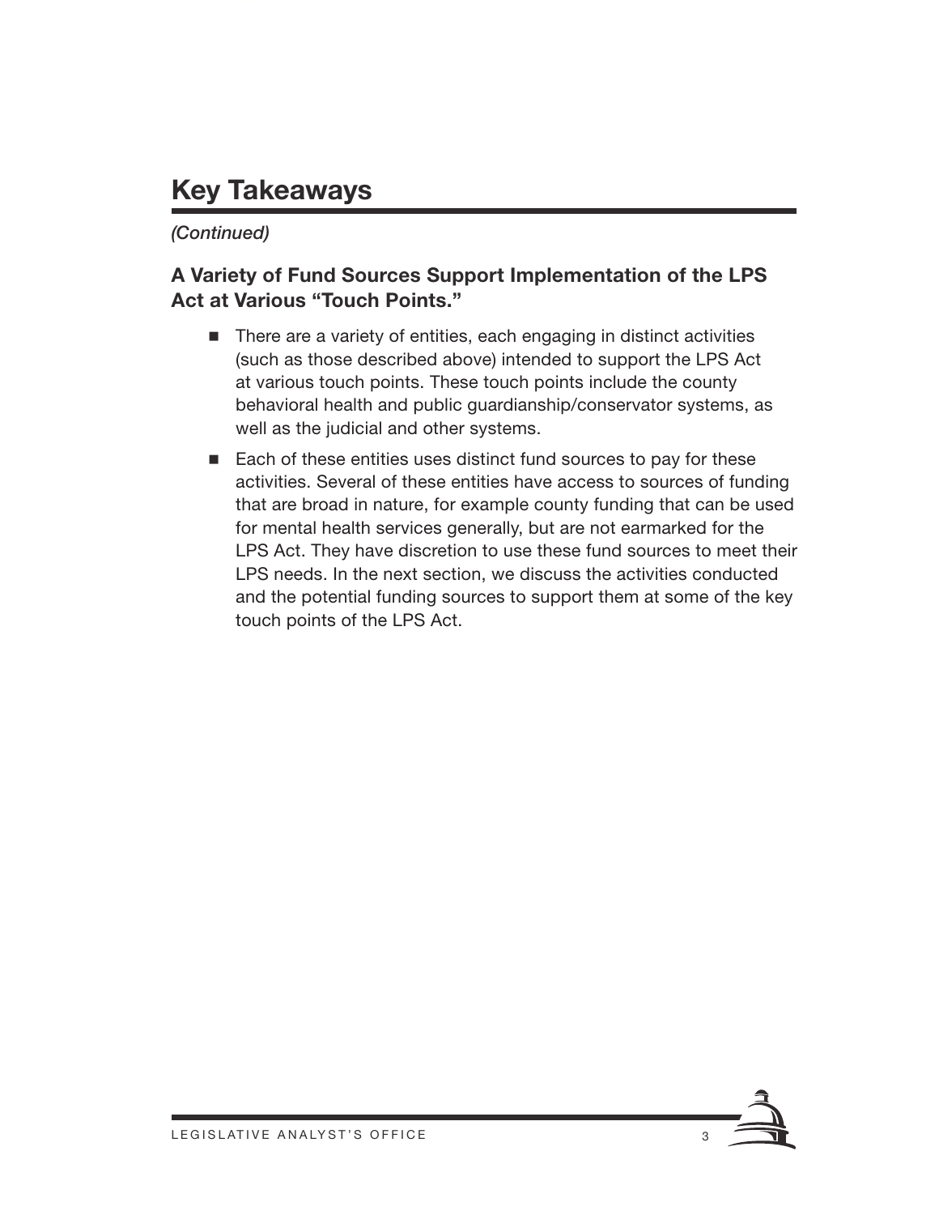# Key Takeaways

*(Continued)*

### A Variety of Fund Sources Support Implementation of the LPS Act at Various "Touch Points."

- There are a variety of entities, each engaging in distinct activities (such as those described above) intended to support the LPS Act at various touch points. These touch points include the county behavioral health and public guardianship/conservator systems, as well as the judicial and other systems.
- Each of these entities uses distinct fund sources to pay for these activities. Several of these entities have access to sources of funding that are broad in nature, for example county funding that can be used for mental health services generally, but are not earmarked for the LPS Act. They have discretion to use these fund sources to meet their LPS needs. In the next section, we discuss the activities conducted and the potential funding sources to support them at some of the key touch points of the LPS Act.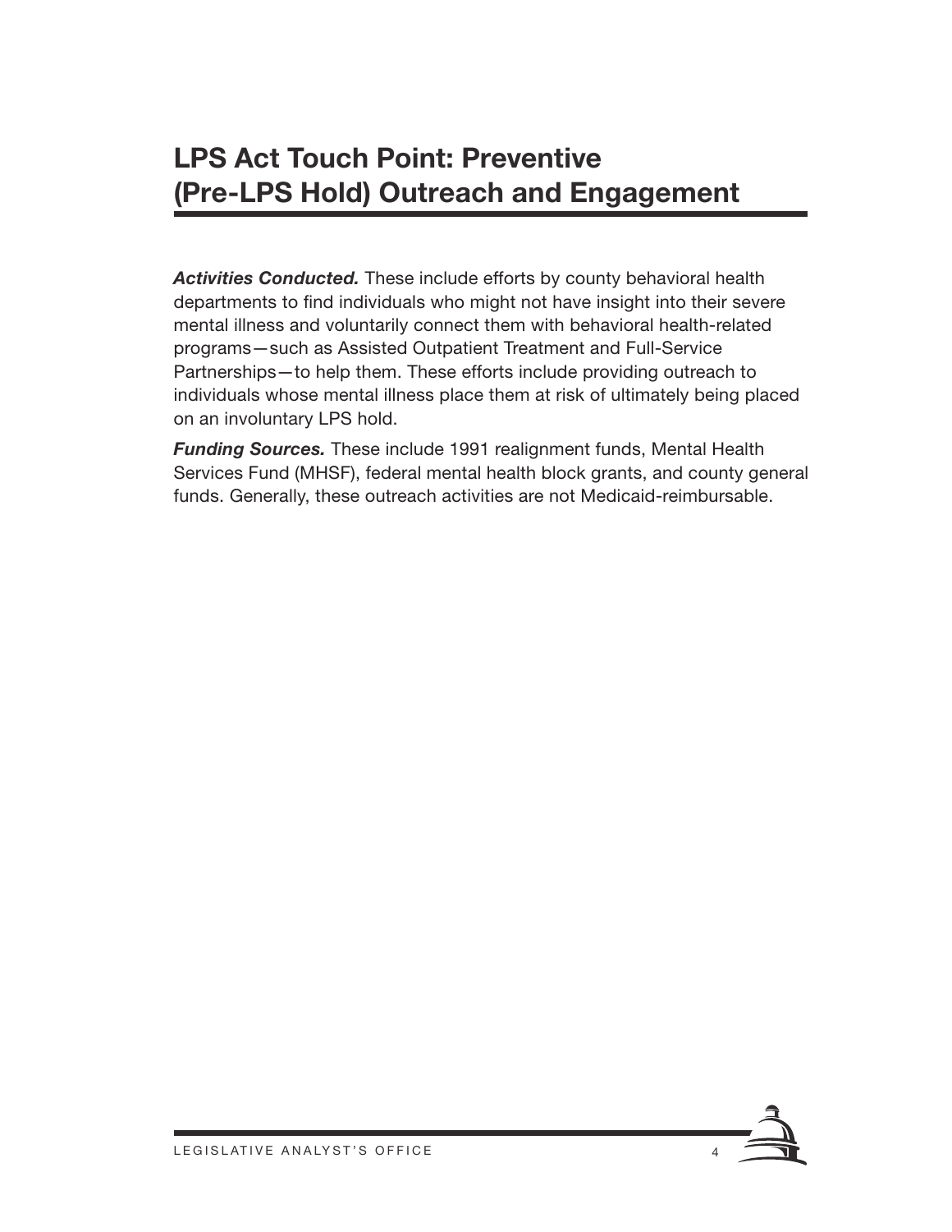# LPS Act Touch Point: Preventive (Pre-LPS Hold) Outreach and Engagement

***Activities Conducted.*** These include efforts by county behavioral health departments to find individuals who might not have insight into their severe mental illness and voluntarily connect them with behavioral health-related programs—such as Assisted Outpatient Treatment and Full-Service Partnerships—to help them. These efforts include providing outreach to individuals whose mental illness place them at risk of ultimately being placed on an involuntary LPS hold.

***Funding Sources.*** These include 1991 realignment funds, Mental Health Services Fund (MHSF), federal mental health block grants, and county general funds. Generally, these outreach activities are not Medicaid-reimbursable.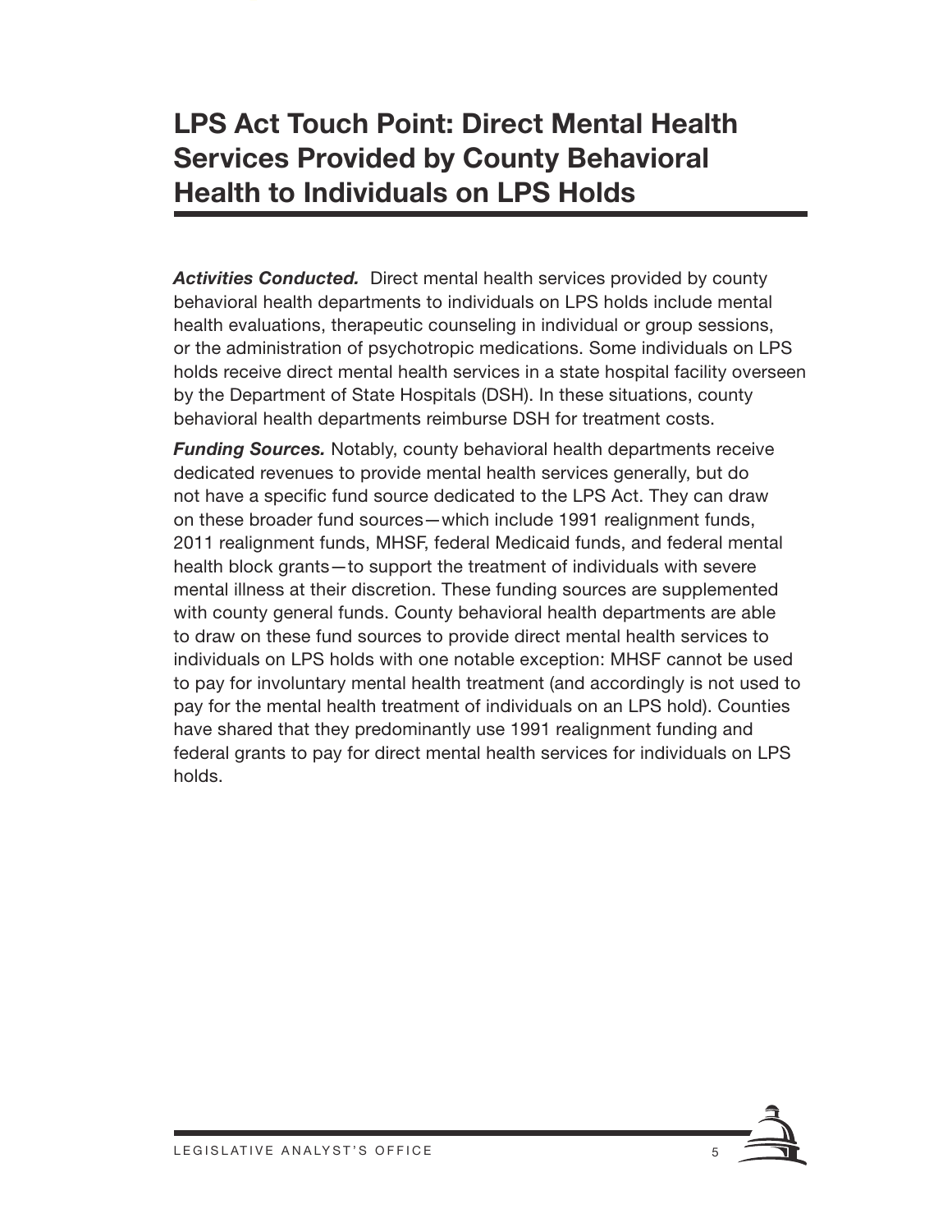# LPS Act Touch Point: Direct Mental Health Services Provided by County Behavioral Health to Individuals on LPS Holds

***Activities Conducted.*** Direct mental health services provided by county behavioral health departments to individuals on LPS holds include mental health evaluations, therapeutic counseling in individual or group sessions, or the administration of psychotropic medications. Some individuals on LPS holds receive direct mental health services in a state hospital facility overseen by the Department of State Hospitals (DSH). In these situations, county behavioral health departments reimburse DSH for treatment costs.

***Funding Sources.*** Notably, county behavioral health departments receive dedicated revenues to provide mental health services generally, but do not have a specific fund source dedicated to the LPS Act. They can draw on these broader fund sources—which include 1991 realignment funds, 2011 realignment funds, MHSF, federal Medicaid funds, and federal mental health block grants—to support the treatment of individuals with severe mental illness at their discretion. These funding sources are supplemented with county general funds. County behavioral health departments are able to draw on these fund sources to provide direct mental health services to individuals on LPS holds with one notable exception: MHSF cannot be used to pay for involuntary mental health treatment (and accordingly is not used to pay for the mental health treatment of individuals on an LPS hold). Counties have shared that they predominantly use 1991 realignment funding and federal grants to pay for direct mental health services for individuals on LPS holds.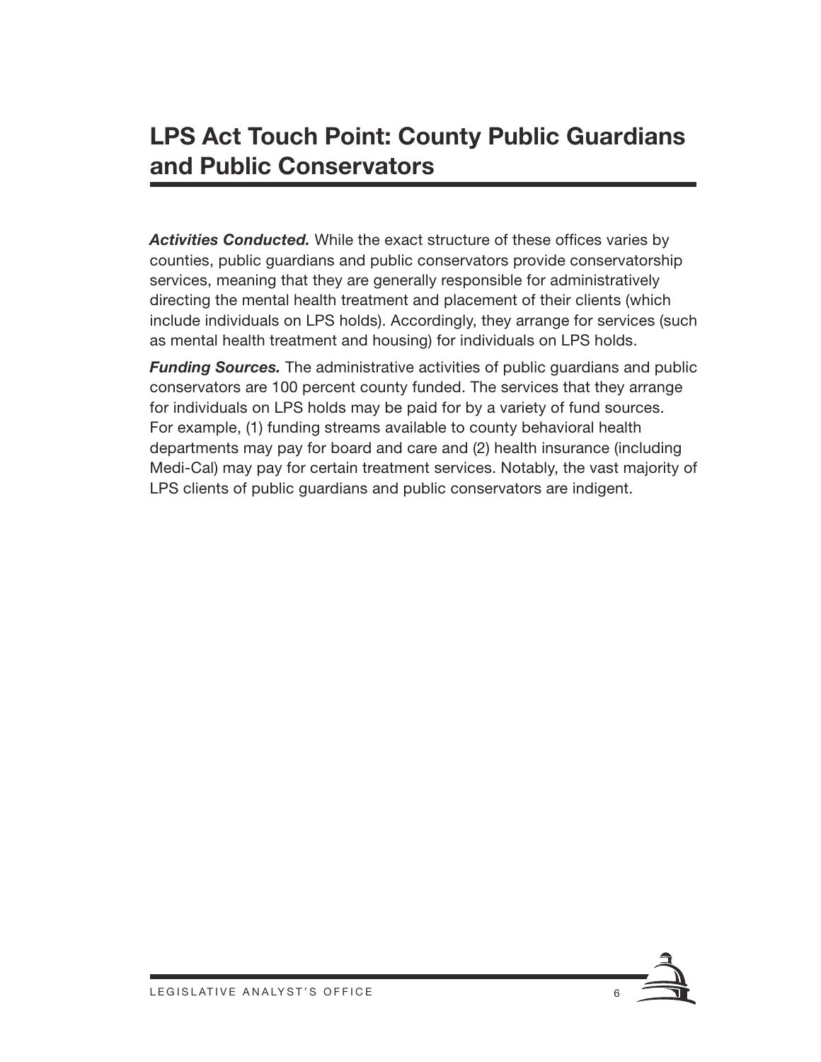# LPS Act Touch Point: County Public Guardians and Public Conservators

***Activities Conducted.*** While the exact structure of these offices varies by counties, public guardians and public conservators provide conservatorship services, meaning that they are generally responsible for administratively directing the mental health treatment and placement of their clients (which include individuals on LPS holds). Accordingly, they arrange for services (such as mental health treatment and housing) for individuals on LPS holds.

***Funding Sources.*** The administrative activities of public guardians and public conservators are 100 percent county funded. The services that they arrange for individuals on LPS holds may be paid for by a variety of fund sources. For example, (1) funding streams available to county behavioral health departments may pay for board and care and (2) health insurance (including Medi-Cal) may pay for certain treatment services. Notably, the vast majority of LPS clients of public guardians and public conservators are indigent.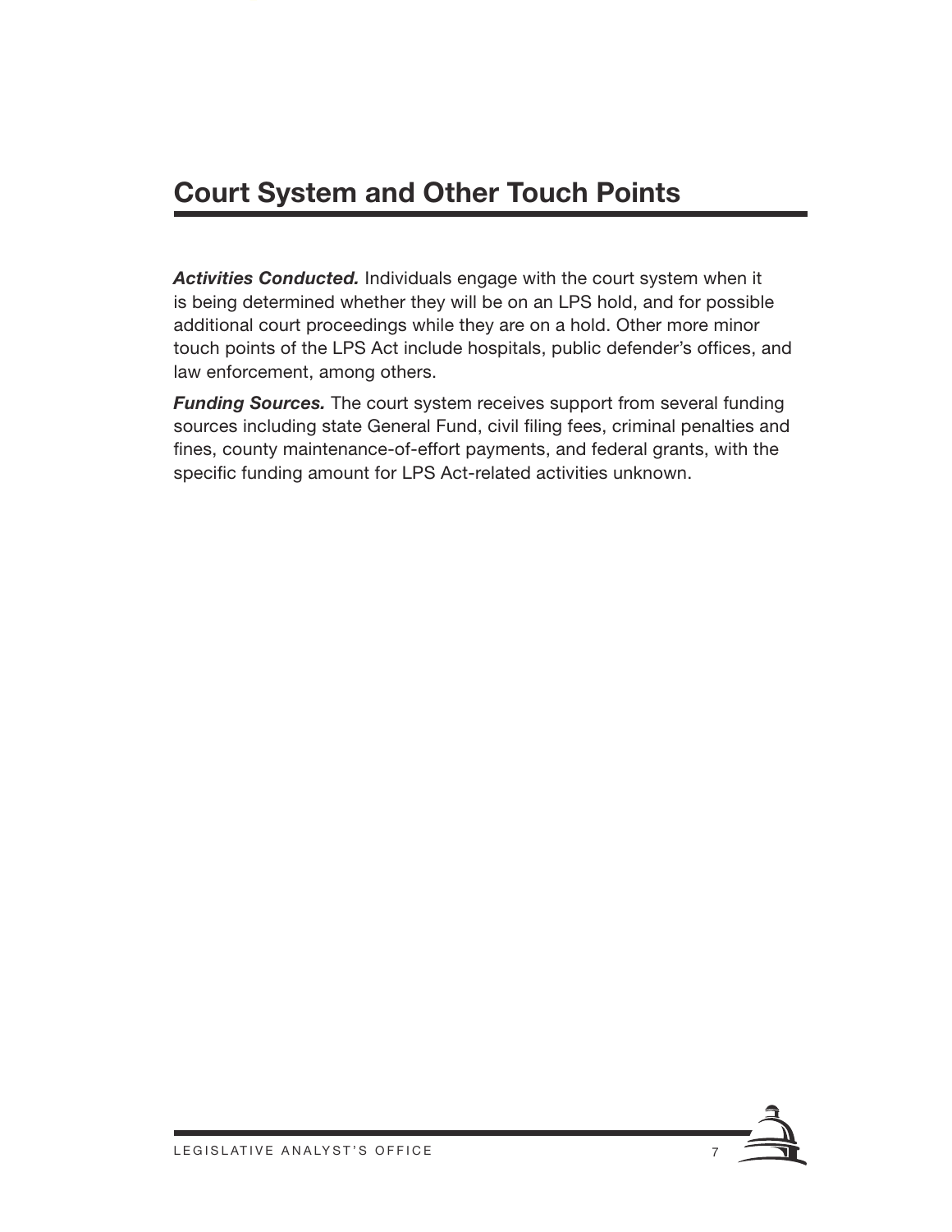## Court System and Other Touch Points

***Activities Conducted.*** Individuals engage with the court system when it is being determined whether they will be on an LPS hold, and for possible additional court proceedings while they are on a hold. Other more minor touch points of the LPS Act include hospitals, public defender's offices, and law enforcement, among others.

***Funding Sources.*** The court system receives support from several funding sources including state General Fund, civil filing fees, criminal penalties and fines, county maintenance-of-effort payments, and federal grants, with the specific funding amount for LPS Act-related activities unknown.